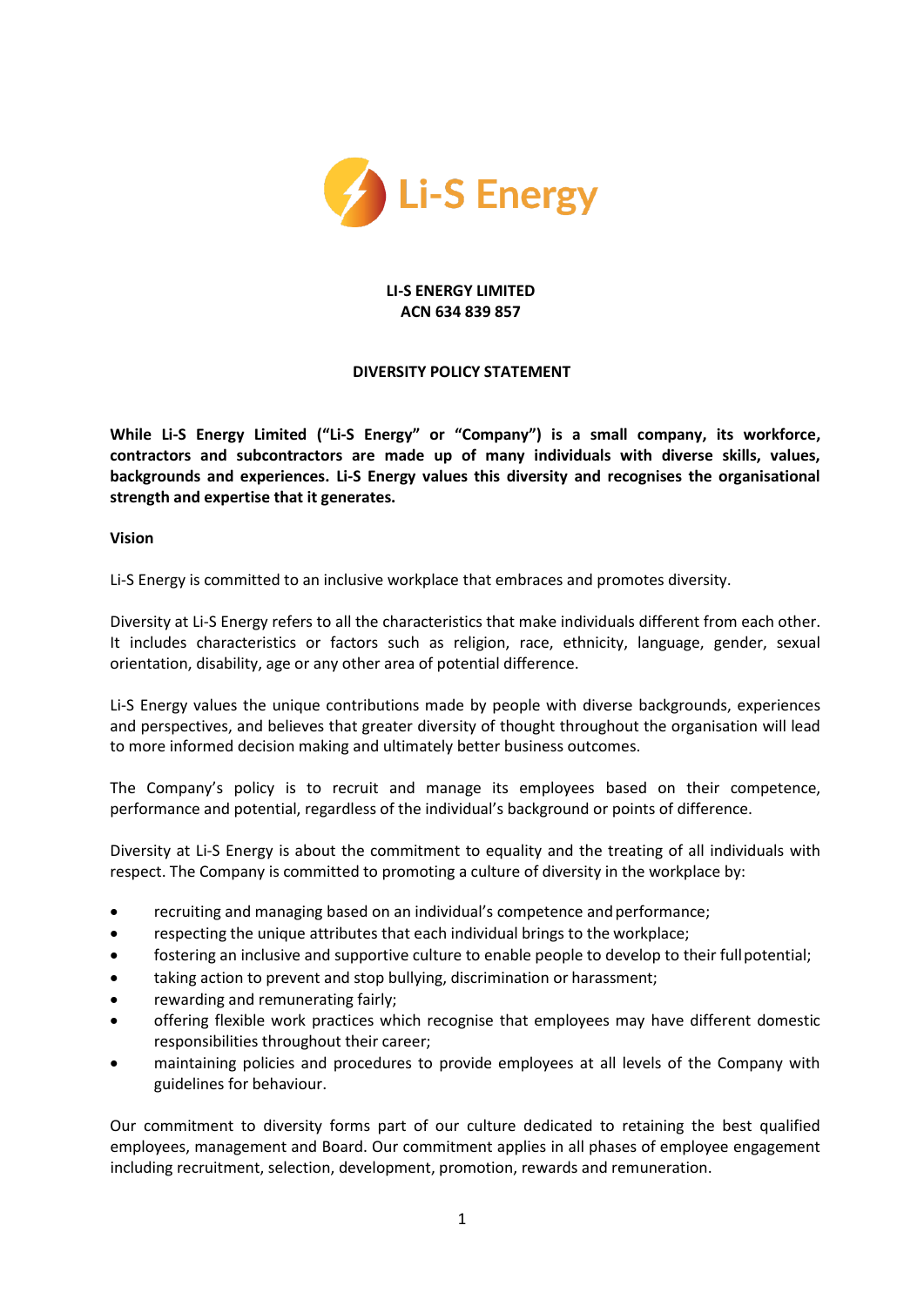**LI-S ENERGY LIMITED**
**ACN 634 839 857**

# DIVERSITY POLICY STATEMENT

**While Li-S Energy Limited ("Li-S Energy" or "Company") is a small company, its workforce, contractors and subcontractors are made up of many individuals with diverse skills, values, backgrounds and experiences. Li-S Energy values this diversity and recognises the organisational strength and expertise that it generates.**

## Vision

Li-S Energy is committed to an inclusive workplace that embraces and promotes diversity.

Diversity at Li-S Energy refers to all the characteristics that make individuals different from each other. It includes characteristics or factors such as religion, race, ethnicity, language, gender, sexual orientation, disability, age or any other area of potential difference.

Li-S Energy values the unique contributions made by people with diverse backgrounds, experiences and perspectives, and believes that greater diversity of thought throughout the organisation will lead to more informed decision making and ultimately better business outcomes.

The Company's policy is to recruit and manage its employees based on their competence, performance and potential, regardless of the individual's background or points of difference.

Diversity at Li-S Energy is about the commitment to equality and the treating of all individuals with respect. The Company is committed to promoting a culture of diversity in the workplace by:

- recruiting and managing based on an individual's competence and performance;
- respecting the unique attributes that each individual brings to the workplace;
- fostering an inclusive and supportive culture to enable people to develop to their full potential;
- taking action to prevent and stop bullying, discrimination or harassment;
- rewarding and remunerating fairly;
- offering flexible work practices which recognise that employees may have different domestic responsibilities throughout their career;
- maintaining policies and procedures to provide employees at all levels of the Company with guidelines for behaviour.

Our commitment to diversity forms part of our culture dedicated to retaining the best qualified employees, management and Board. Our commitment applies in all phases of employee engagement including recruitment, selection, development, promotion, rewards and remuneration.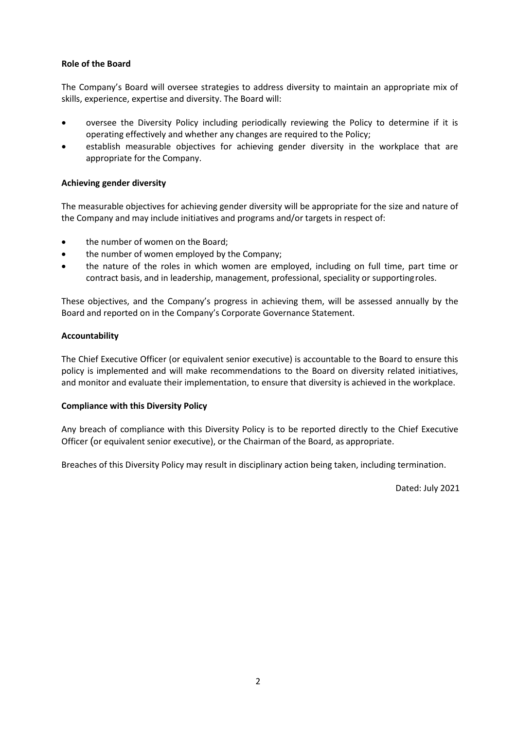**Role of the Board**

The Company's Board will oversee strategies to address diversity to maintain an appropriate mix of skills, experience, expertise and diversity. The Board will:

- oversee the Diversity Policy including periodically reviewing the Policy to determine if it is operating effectively and whether any changes are required to the Policy;
- establish measurable objectives for achieving gender diversity in the workplace that are appropriate for the Company.

**Achieving gender diversity**

The measurable objectives for achieving gender diversity will be appropriate for the size and nature of the Company and may include initiatives and programs and/or targets in respect of:

- the number of women on the Board;
- the number of women employed by the Company;
- the nature of the roles in which women are employed, including on full time, part time or contract basis, and in leadership, management, professional, speciality or supporting roles.

These objectives, and the Company's progress in achieving them, will be assessed annually by the Board and reported on in the Company's Corporate Governance Statement.

**Accountability**

The Chief Executive Officer (or equivalent senior executive) is accountable to the Board to ensure this policy is implemented and will make recommendations to the Board on diversity related initiatives, and monitor and evaluate their implementation, to ensure that diversity is achieved in the workplace.

**Compliance with this Diversity Policy**

Any breach of compliance with this Diversity Policy is to be reported directly to the Chief Executive Officer (or equivalent senior executive), or the Chairman of the Board, as appropriate.

Breaches of this Diversity Policy may result in disciplinary action being taken, including termination.

Dated: July 2021